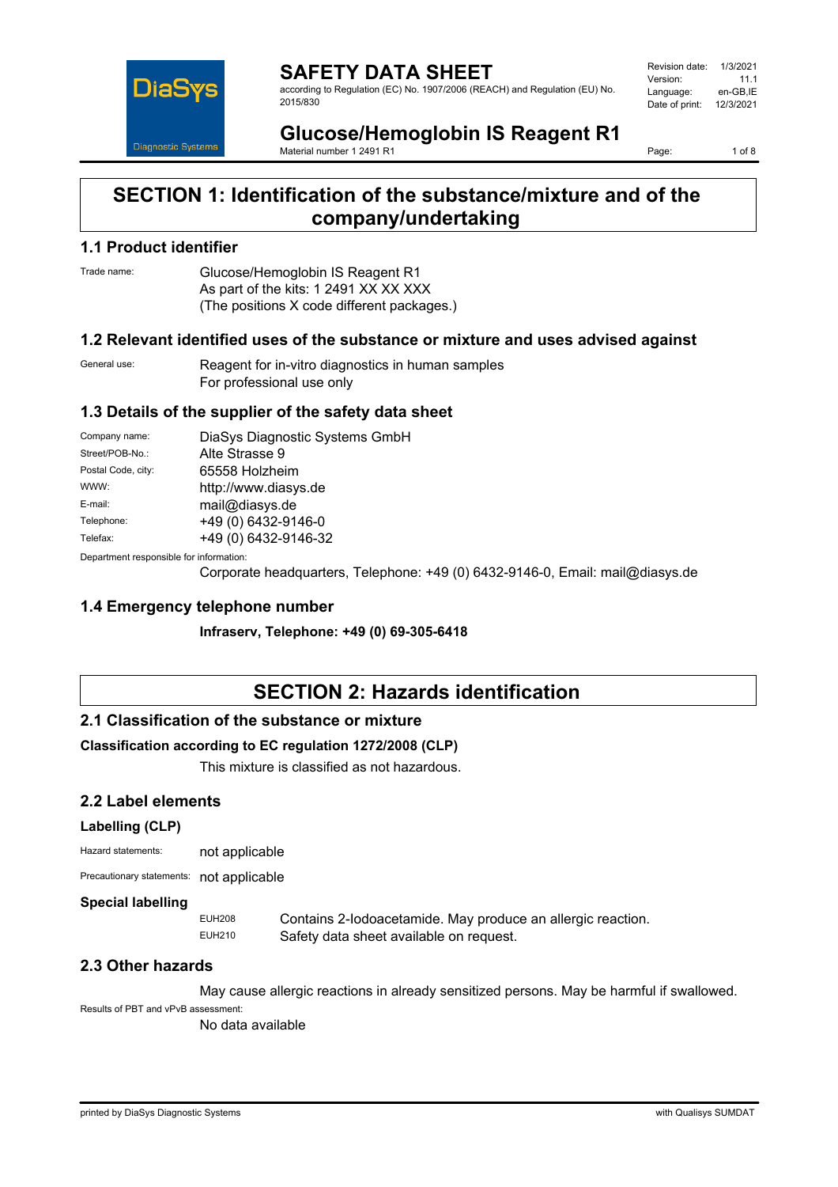# SAFETY DATA SHEET

according to Regulation (EC) No. 1907/2006 (REACH) and Regulation (EU) No. 2015/830

Revision date: 1/3/2021
Version: 11.1
Language: en-GB,IE
Date of print: 12/3/2021

# Glucose/Hemoglobin IS Reagent R1

Material number 1 2491 R1

## SECTION 1: Identification of the substance/mixture and of the company/undertaking

### 1.1 Product identifier

Trade name: Glucose/Hemoglobin IS Reagent R1
As part of the kits: 1 2491 XX XX XXX
(The positions X code different packages.)

### 1.2 Relevant identified uses of the substance or mixture and uses advised against

General use: Reagent for in-vitro diagnostics in human samples
For professional use only

### 1.3 Details of the supplier of the safety data sheet

| | |
|---|---|
| Company name: | DiaSys Diagnostic Systems GmbH |
| Street/POB-No.: | Alte Strasse 9 |
| Postal Code, city: | 65558 Holzheim |
| WWW: | http://www.diasys.de |
| E-mail: | mail@diasys.de |
| Telephone: | +49 (0) 6432-9146-0 |
| Telefax: | +49 (0) 6432-9146-32 |

Department responsible for information:
Corporate headquarters, Telephone: +49 (0) 6432-9146-0, Email: mail@diasys.de

### 1.4 Emergency telephone number

**Infraserv, Telephone: +49 (0) 69-305-6418**

## SECTION 2: Hazards identification

### 2.1 Classification of the substance or mixture

**Classification according to EC regulation 1272/2008 (CLP)**

This mixture is classified as not hazardous.

### 2.2 Label elements

**Labelling (CLP)**

Hazard statements: not applicable

Precautionary statements: not applicable

**Special labelling**

EUH208 Contains 2-Iodoacetamide. May produce an allergic reaction.
EUH210 Safety data sheet available on request.

### 2.3 Other hazards

May cause allergic reactions in already sensitized persons. May be harmful if swallowed.

Results of PBT and vPvB assessment:
No data available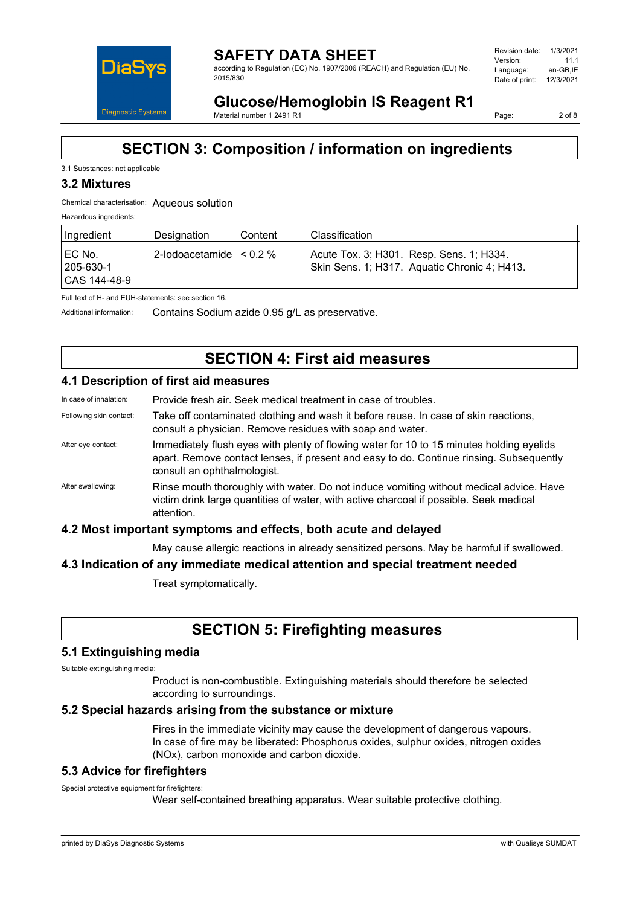# SECTION 3: Composition / information on ingredients

3.1 Substances: not applicable

### 3.2 Mixtures

Chemical characterisation: Aqueous solution

Hazardous ingredients:

| Ingredient | Designation | Content | Classification |
|---|---|---|---|
| EC No. 205-630-1 CAS 144-48-9 | 2-Iodoacetamide | < 0.2 % | Acute Tox. 3; H301. Resp. Sens. 1; H334. Skin Sens. 1; H317. Aquatic Chronic 4; H413. |

Full text of H- and EUH-statements: see section 16.

Additional information: Contains Sodium azide 0.95 g/L as preservative.

# SECTION 4: First aid measures

### 4.1 Description of first aid measures

In case of inhalation: Provide fresh air. Seek medical treatment in case of troubles.

Following skin contact: Take off contaminated clothing and wash it before reuse. In case of skin reactions, consult a physician. Remove residues with soap and water.

After eye contact: Immediately flush eyes with plenty of flowing water for 10 to 15 minutes holding eyelids apart. Remove contact lenses, if present and easy to do. Continue rinsing. Subsequently consult an ophthalmologist.

After swallowing: Rinse mouth thoroughly with water. Do not induce vomiting without medical advice. Have victim drink large quantities of water, with active charcoal if possible. Seek medical attention.

### 4.2 Most important symptoms and effects, both acute and delayed

May cause allergic reactions in already sensitized persons. May be harmful if swallowed.

### 4.3 Indication of any immediate medical attention and special treatment needed

Treat symptomatically.

# SECTION 5: Firefighting measures

### 5.1 Extinguishing media

Suitable extinguishing media:

Product is non-combustible. Extinguishing materials should therefore be selected according to surroundings.

### 5.2 Special hazards arising from the substance or mixture

Fires in the immediate vicinity may cause the development of dangerous vapours. In case of fire may be liberated: Phosphorus oxides, sulphur oxides, nitrogen oxides (NOx), carbon monoxide and carbon dioxide.

### 5.3 Advice for firefighters

Special protective equipment for firefighters:

Wear self-contained breathing apparatus. Wear suitable protective clothing.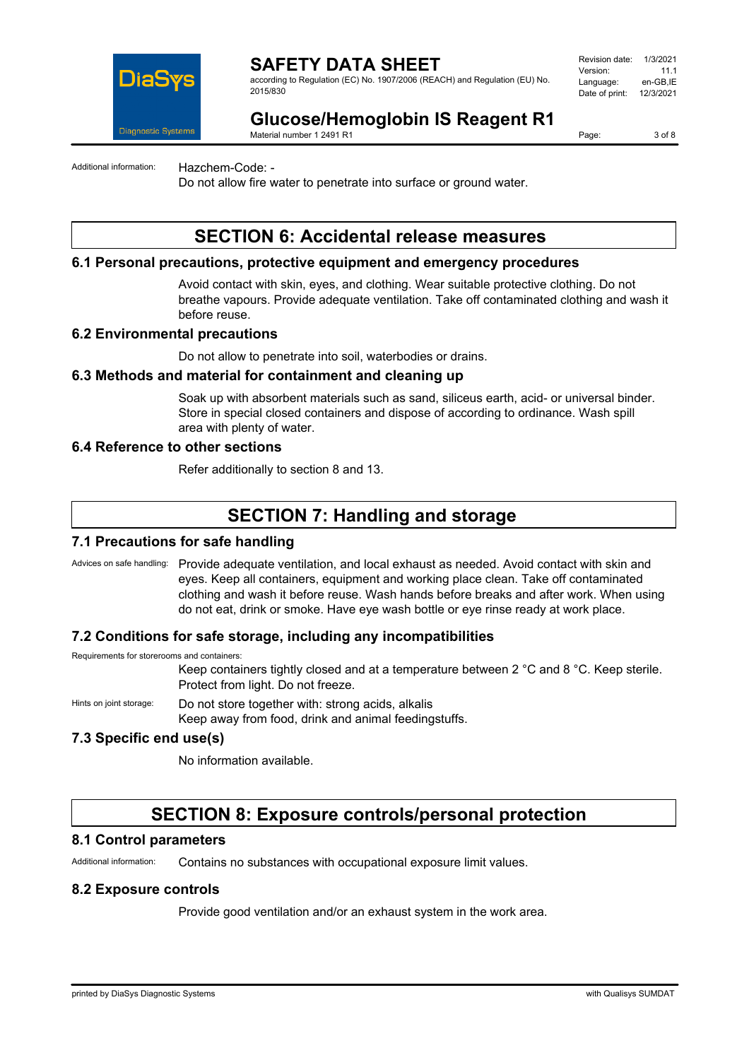Additional information: Hazchem-Code: -

Do not allow fire water to penetrate into surface or ground water.

# SECTION 6: Accidental release measures

## 6.1 Personal precautions, protective equipment and emergency procedures

Avoid contact with skin, eyes, and clothing. Wear suitable protective clothing. Do not breathe vapours. Provide adequate ventilation. Take off contaminated clothing and wash it before reuse.

## 6.2 Environmental precautions

Do not allow to penetrate into soil, waterbodies or drains.

## 6.3 Methods and material for containment and cleaning up

Soak up with absorbent materials such as sand, siliceus earth, acid- or universal binder. Store in special closed containers and dispose of according to ordinance. Wash spill area with plenty of water.

## 6.4 Reference to other sections

Refer additionally to section 8 and 13.

# SECTION 7: Handling and storage

## 7.1 Precautions for safe handling

Advices on safe handling: Provide adequate ventilation, and local exhaust as needed. Avoid contact with skin and eyes. Keep all containers, equipment and working place clean. Take off contaminated clothing and wash it before reuse. Wash hands before breaks and after work. When using do not eat, drink or smoke. Have eye wash bottle or eye rinse ready at work place.

## 7.2 Conditions for safe storage, including any incompatibilities

Requirements for storerooms and containers:

Keep containers tightly closed and at a temperature between 2 °C and 8 °C. Keep sterile. Protect from light. Do not freeze.

Hints on joint storage: Do not store together with: strong acids, alkalis

Keep away from food, drink and animal feedingstuffs.

## 7.3 Specific end use(s)

No information available.

# SECTION 8: Exposure controls/personal protection

## 8.1 Control parameters

Additional information: Contains no substances with occupational exposure limit values.

## 8.2 Exposure controls

Provide good ventilation and/or an exhaust system in the work area.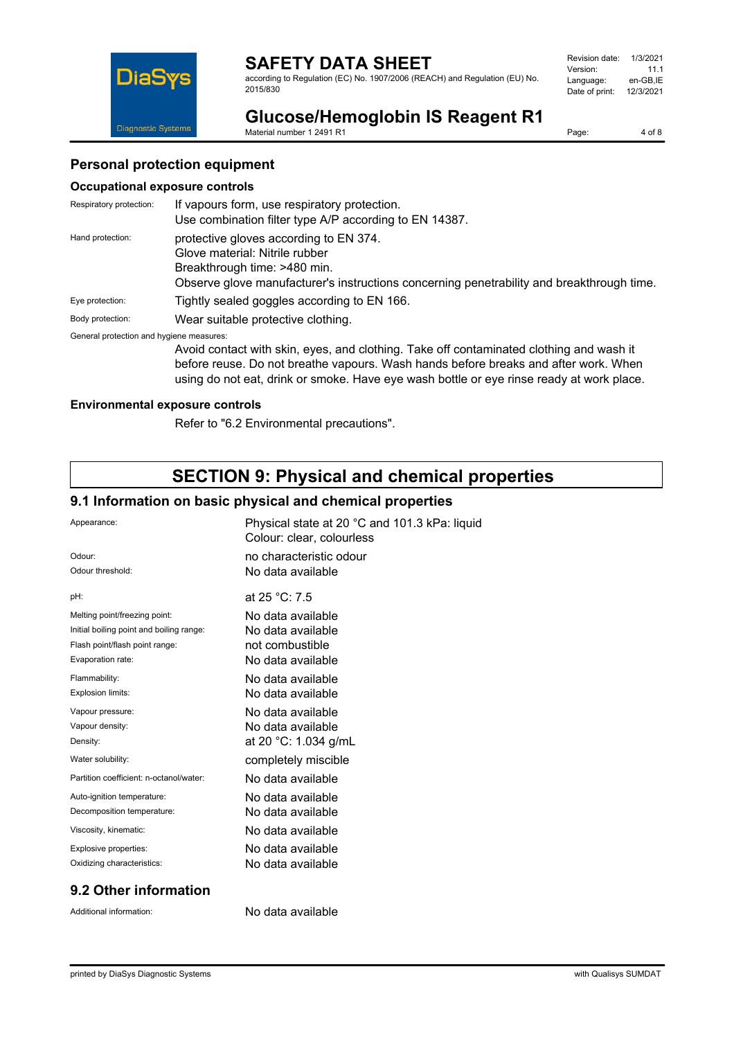### Personal protection equipment

#### Occupational exposure controls

| | |
|---|---|
| Respiratory protection: | If vapours form, use respiratory protection.<br>Use combination filter type A/P according to EN 14387. |
| Hand protection: | protective gloves according to EN 374.<br>Glove material: Nitrile rubber<br>Breakthrough time: >480 min.<br>Observe glove manufacturer's instructions concerning penetrability and breakthrough time. |
| Eye protection: | Tightly sealed goggles according to EN 166. |
| Body protection: | Wear suitable protective clothing. |

General protection and hygiene measures:

Avoid contact with skin, eyes, and clothing. Take off contaminated clothing and wash it before reuse. Do not breathe vapours. Wash hands before breaks and after work. When using do not eat, drink or smoke. Have eye wash bottle or eye rinse ready at work place.

#### Environmental exposure controls

Refer to "6.2 Environmental precautions".

# SECTION 9: Physical and chemical properties

## 9.1 Information on basic physical and chemical properties

| | |
|---|---|
| Appearance: | Physical state at 20 °C and 101.3 kPa: liquid<br>Colour: clear, colourless |
| Odour: | no characteristic odour |
| Odour threshold: | No data available |
| pH: | at 25 °C: 7.5 |
| Melting point/freezing point: | No data available |
| Initial boiling point and boiling range: | No data available |
| Flash point/flash point range: | not combustible |
| Evaporation rate: | No data available |
| Flammability: | No data available |
| Explosion limits: | No data available |
| Vapour pressure: | No data available |
| Vapour density: | No data available |
| Density: | at 20 °C: 1.034 g/mL |
| Water solubility: | completely miscible |
| Partition coefficient: n-octanol/water: | No data available |
| Auto-ignition temperature: | No data available |
| Decomposition temperature: | No data available |
| Viscosity, kinematic: | No data available |
| Explosive properties: | No data available |
| Oxidizing characteristics: | No data available |

## 9.2 Other information

| | |
|---|---|
| Additional information: | No data available |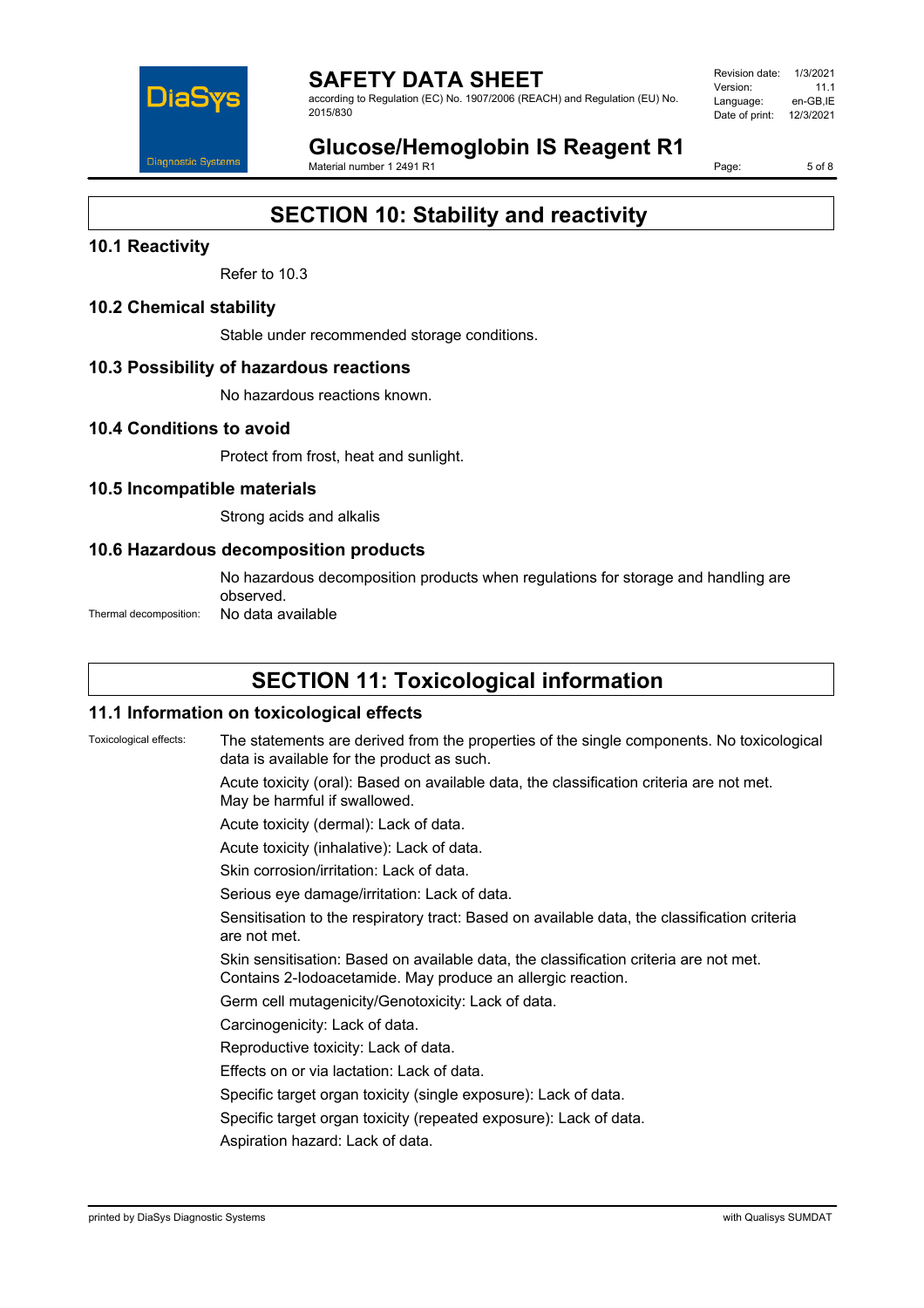# SECTION 10: Stability and reactivity

## 10.1 Reactivity

Refer to 10.3

## 10.2 Chemical stability

Stable under recommended storage conditions.

## 10.3 Possibility of hazardous reactions

No hazardous reactions known.

## 10.4 Conditions to avoid

Protect from frost, heat and sunlight.

## 10.5 Incompatible materials

Strong acids and alkalis

## 10.6 Hazardous decomposition products

No hazardous decomposition products when regulations for storage and handling are observed.

Thermal decomposition: No data available

# SECTION 11: Toxicological information

## 11.1 Information on toxicological effects

Toxicological effects: The statements are derived from the properties of the single components. No toxicological data is available for the product as such.

Acute toxicity (oral): Based on available data, the classification criteria are not met. May be harmful if swallowed.

Acute toxicity (dermal): Lack of data.

Acute toxicity (inhalative): Lack of data.

Skin corrosion/irritation: Lack of data.

Serious eye damage/irritation: Lack of data.

Sensitisation to the respiratory tract: Based on available data, the classification criteria are not met.

Skin sensitisation: Based on available data, the classification criteria are not met. Contains 2-Iodoacetamide. May produce an allergic reaction.

Germ cell mutagenicity/Genotoxicity: Lack of data.

Carcinogenicity: Lack of data.

Reproductive toxicity: Lack of data.

Effects on or via lactation: Lack of data.

Specific target organ toxicity (single exposure): Lack of data.

Specific target organ toxicity (repeated exposure): Lack of data.

Aspiration hazard: Lack of data.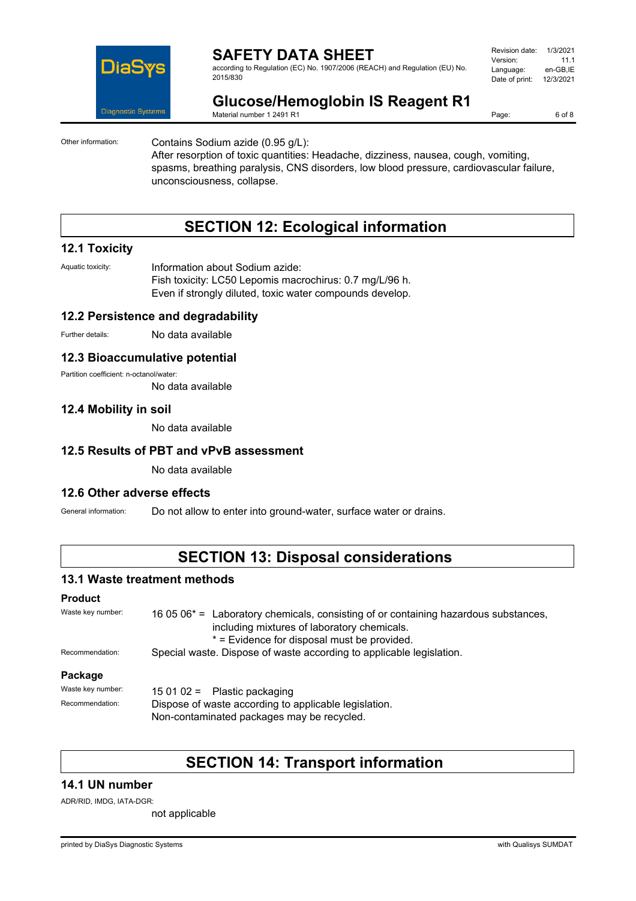Other information: Contains Sodium azide (0.95 g/L):
After resorption of toxic quantities: Headache, dizziness, nausea, cough, vomiting, spasms, breathing paralysis, CNS disorders, low blood pressure, cardiovascular failure, unconsciousness, collapse.

# SECTION 12: Ecological information

## 12.1 Toxicity

Aquatic toxicity: Information about Sodium azide:
Fish toxicity: LC50 Lepomis macrochirus: 0.7 mg/L/96 h.
Even if strongly diluted, toxic water compounds develop.

## 12.2 Persistence and degradability

Further details: No data available

## 12.3 Bioaccumulative potential

Partition coefficient: n-octanol/water:
No data available

## 12.4 Mobility in soil

No data available

## 12.5 Results of PBT and vPvB assessment

No data available

## 12.6 Other adverse effects

General information: Do not allow to enter into ground-water, surface water or drains.

# SECTION 13: Disposal considerations

## 13.1 Waste treatment methods

### Product

Waste key number: 16 05 06* = Laboratory chemicals, consisting of or containing hazardous substances, including mixtures of laboratory chemicals.
* = Evidence for disposal must be provided.

Recommendation: Special waste. Dispose of waste according to applicable legislation.

### Package

Waste key number: 15 01 02 = Plastic packaging

Recommendation: Dispose of waste according to applicable legislation.
Non-contaminated packages may be recycled.

# SECTION 14: Transport information

## 14.1 UN number

ADR/RID, IMDG, IATA-DGR:
not applicable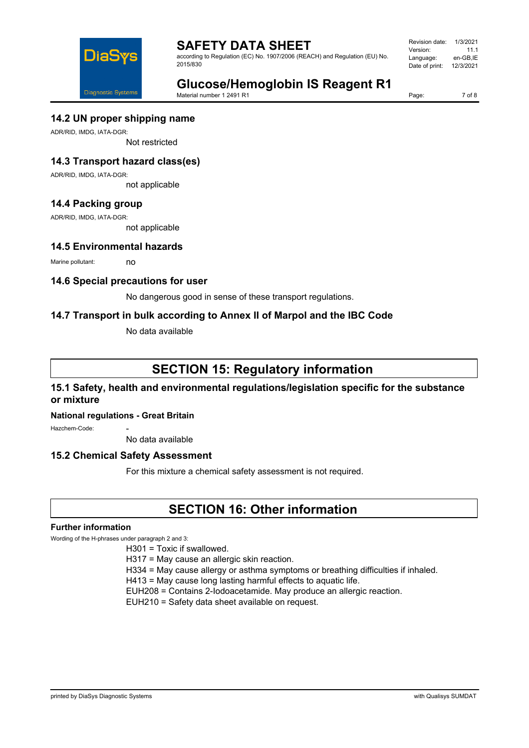## 14.2 UN proper shipping name

ADR/RID, IMDG, IATA-DGR:

Not restricted

## 14.3 Transport hazard class(es)

ADR/RID, IMDG, IATA-DGR:

not applicable

## 14.4 Packing group

ADR/RID, IMDG, IATA-DGR:

not applicable

## 14.5 Environmental hazards

Marine pollutant: no

## 14.6 Special precautions for user

No dangerous good in sense of these transport regulations.

## 14.7 Transport in bulk according to Annex II of Marpol and the IBC Code

No data available

# SECTION 15: Regulatory information

## 15.1 Safety, health and environmental regulations/legislation specific for the substance or mixture

**National regulations - Great Britain**

Hazchem-Code: -

No data available

## 15.2 Chemical Safety Assessment

For this mixture a chemical safety assessment is not required.

# SECTION 16: Other information

**Further information**

Wording of the H-phrases under paragraph 2 and 3:

H301 = Toxic if swallowed.
H317 = May cause an allergic skin reaction.
H334 = May cause allergy or asthma symptoms or breathing difficulties if inhaled.
H413 = May cause long lasting harmful effects to aquatic life.
EUH208 = Contains 2-Iodoacetamide. May produce an allergic reaction.
EUH210 = Safety data sheet available on request.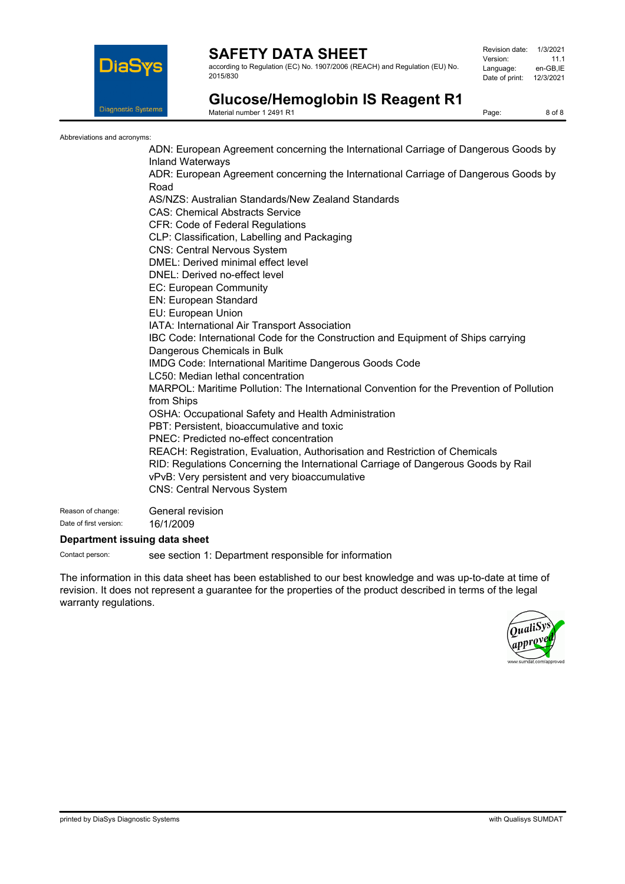Abbreviations and acronyms:

ADN: European Agreement concerning the International Carriage of Dangerous Goods by Inland Waterways
ADR: European Agreement concerning the International Carriage of Dangerous Goods by Road
AS/NZS: Australian Standards/New Zealand Standards
CAS: Chemical Abstracts Service
CFR: Code of Federal Regulations
CLP: Classification, Labelling and Packaging
CNS: Central Nervous System
DMEL: Derived minimal effect level
DNEL: Derived no-effect level
EC: European Community
EN: European Standard
EU: European Union
IATA: International Air Transport Association
IBC Code: International Code for the Construction and Equipment of Ships carrying Dangerous Chemicals in Bulk
IMDG Code: International Maritime Dangerous Goods Code
LC50: Median lethal concentration
MARPOL: Maritime Pollution: The International Convention for the Prevention of Pollution from Ships
OSHA: Occupational Safety and Health Administration
PBT: Persistent, bioaccumulative and toxic
PNEC: Predicted no-effect concentration
REACH: Registration, Evaluation, Authorisation and Restriction of Chemicals
RID: Regulations Concerning the International Carriage of Dangerous Goods by Rail
vPvB: Very persistent and very bioaccumulative
CNS: Central Nervous System

Reason of change: General revision

Date of first version: 16/1/2009

**Department issuing data sheet**

Contact person: see section 1: Department responsible for information

The information in this data sheet has been established to our best knowledge and was up-to-date at time of revision. It does not represent a guarantee for the properties of the product described in terms of the legal warranty regulations.

QualiSys approved
www.sumdat.com/approved